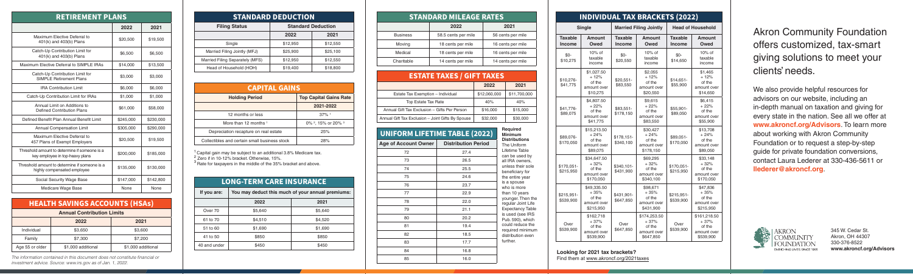## RETIREMENT PLANS

| | 2022 | 2021 |
|---|---|---|
| Maximum Elective Deferral to 401(k) and 403(b) Plans | $20,500 | $19,500 |
| Catch-Up Contribution Limit for 401(k) and 403(b) Plans | $6,500 | $6,500 |
| Maximum Elective Deferral to SIMPLE IRAs | $14,000 | $13,500 |
| Catch-Up Contribution Limit for SIMPLE Retirement Plans | $3,000 | $3,000 |
| IRA Contribution Limit | $6,000 | $6,000 |
| Catch-Up Contribution Limit for IRAs | $1,000 | $1,000 |
| Annual Limit on Additions to Defined Contribution Plans | $61,000 | $58,000 |
| Defined Benefit Plan Annual Benefit Limit | $245,000 | $230,000 |
| Annual Compensation Limit | $305,000 | $290,000 |
| Maximum Elective Deferral to 457 Plans of Exempt Employers | $20,500 | $19,500 |
| Threshold amount to determine if someone is a key employee in top-heavy plans | $200,000 | $185,000 |
| Threshold amount to determine if someone is a highly compensated employee | $135,000 | $130,000 |
| Social Security Wage Base | $147,000 | $142,800 |
| Medicare Wage Base | None | None |

## HEALTH SAVINGS ACCOUNTS (HSAs)

| Annual Contribution Limits | | |
|---|---|---|
| | 2022 | 2021 |
| Individual | $3,650 | $3,600 |
| Family | $7,300 | $7,200 |
| Age 55 or older | $1,000 additional | $1,000 additional |

*The information contained in this document does not constitute financial or investment advice. Source: www.irs.gov as of Jan. 1, 2022.*

## STANDARD DEDUCTION

| Filing Status | Standard Deduction | |
|---|---|---|
| | 2022 | 2021 |
| Single | $12,950 | $12,550 |
| Married Filing Jointly (MFJ) | $25,900 | $25,100 |
| Married Filing Separately (MFS) | $12,950 | $12,550 |
| Head of Household (HOH) | $19,400 | $18,800 |

## CAPITAL GAINS

| Holding Period | Top Capital Gains Rate |
|---|---|
| | 2021-2022 |
| 12 months or less | 37% [1] |
| More than 12 months [1] | 0% [2], 15% or 20% [3] |
| Depreciation recapture on real estate | 25% |
| Collectibles and certain small business stock | 28% |

[1] Capital gain may be subject to an additional 3.8% Medicare tax.
[2] Zero if in 10-12% bracket. Otherwise, 15%.
[3] Rate for taxpayers in the middle of the 35% bracket and above.

## LONG-TERM CARE INSURANCE

| If you are: | You may deduct this much of your annual premiums: | |
|---|---|---|
| | 2022 | 2021 |
| Over 70 | $5,640 | $5,640 |
| 61 to 70 | $4,510 | $4,520 |
| 51 to 60 | $1,690 | $1,690 |
| 41 to 50 | $850 | $850 |
| 40 and under | $450 | $450 |

## STANDARD MILEAGE RATES

| | 2022 | 2021 |
|---|---|---|
| Business | 58.5 cents per mile | 56 cents per mile |
| Moving | 18 cents per mile | 16 cents per mile |
| Medical | 18 cents per mile | 16 cents per mile |
| Charitable | 14 cents per mile | 14 cents per mile |

## ESTATE TAXES / GIFT TAXES

| | 2022 | 2021 |
|---|---|---|
| Estate Tax Exemption – Individual | $12,060,000 | $11,700,000 |
| Top Estate Tax Rate | 40% | 40% |
| Annual Gift Tax Exclusion – Gifts Per Person | $16,000 | $15,000 |
| Annual Gift Tax Exclusion – Joint Gifts By Spouse | $32,000 | $30,000 |

## UNIFORM LIFETIME TABLE (2022)

| Age of Account Owner | Distribution Period |
|---|---|
| 72 | 27.4 |
| 73 | 26.5 |
| 74 | 25.5 |
| 75 | 24.6 |
| 76 | 23.7 |
| 77 | 22.9 |
| 78 | 22.0 |
| 79 | 21.1 |
| 80 | 20.2 |
| 81 | 19.4 |
| 82 | 18.5 |
| 83 | 17.7 |
| 84 | 16.8 |
| 85 | 16.0 |

**Required Minimum Distributions**
The Uniform Lifetime Table can be used by all IRA owners, unless their sole beneficiary for the entire year is a spouse who is more than 10 years younger. Then the regular Joint Life Expectancy Table is used (see IRS Pub. 590), which could reduce the required minimum distribution even further.

## INDIVIDUAL TAX BRACKETS (2022)

| Single | | Married Filing Jointly | | Head of Household | |
|---|---|---|---|---|---|
| Taxable Income | Amount Owed | Taxable Income | Amount Owed | Taxable Income | Amount Owed |
| $0-$10,275 | 10% of taxable income | $0-$20,550 | 10% of taxable income | $0-$14,650 | 10% of taxable income |
| $10,276-$41,775 | $1,027.50 + 12% of the amount over $10,275 | $20,551-$83,550 | $2,055 + 12% of the amount over $20,550 | $14,651-$55,900 | $1,465 + 12% of the amount over $14,650 |
| $41,776-$89,075 | $4,807.50 + 22% of the amount over $41,775 | $83,551-$178,150 | $9,615 + 22% of the amount over $83,550 | $55,901-$89,050 | $6,415 + 22% of the amount over $55,900 |
| $89,076-$170,050 | $15,213.50 + 24% of the amount over $89,075 | $178,151-$340,100 | $30,427 + 24% of the amount over $178,150 | $89,051-$170,050 | $13,708 + 24% of the amount over $89,050 |
| $170,051-$215,950 | $34,647.50 + 32% of the amount over $170,050 | $340,101-$431,900 | $69,295 + 32% of the amount over $340,100 | $170,051-$215,950 | $33,148 + 32% of the amount over $170,050 |
| $215,951-$539,900 | $49,335.50 + 35% of the amount over $215,950 | $431,901-$647,850 | $98,671 + 35% of the amount over $431,900 | $215,951-$539,900 | $47,836 + 35% of the amount over $215,950 |
| Over $539,900 | $162,718 + 37% of the amount over $539,900 | Over $647,850 | $174,253.50 + 37% of the amount over $647,850 | Over $539,900 | $161,218.50 + 37% of the amount over $539,900 |

**Looking for 2021 tax brackets?**
Find them at www.akroncf.org/2021taxes

# Akron Community Foundation offers customized, tax-smart giving solutions to meet your clients' needs.

We also provide helpful resources for advisors on our website, including an in-depth manual on taxation and giving for every state in the nation. See all we offer at **www.akroncf.org/Advisors**. To learn more about working with Akron Community Foundation or to request a step-by-step guide for private foundation conversions, contact Laura Lederer at 330-436-5611 or **llederer@akroncf.org**.

AKRON COMMUNITY FOUNDATION
ENRICHING LIVES SINCE 1955

345 W. Cedar St.
Akron, OH 44307
330-376-8522
**www.akroncf.org/Advisors**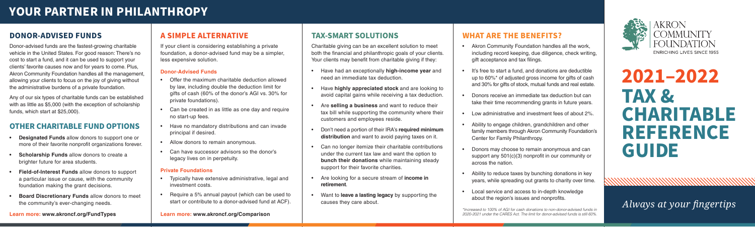# YOUR PARTNER IN PHILANTHROPY

## DONOR-ADVISED FUNDS

Donor-advised funds are the fastest-growing charitable vehicle in the United States. For good reason: There's no cost to start a fund, and it can be used to support your clients' favorite causes now and for years to come. Plus, Akron Community Foundation handles all the management, allowing your clients to focus on the joy of giving without the administrative burdens of a private foundation.

Any of our six types of charitable funds can be established with as little as $5,000 (with the exception of scholarship funds, which start at $25,000).

## OTHER CHARITABLE FUND OPTIONS

- **Designated Funds** allow donors to support one or more of their favorite nonprofit organizations forever.
- **Scholarship Funds** allow donors to create a brighter future for area students.
- **Field-of-Interest Funds** allow donors to support a particular issue or cause, with the community foundation making the grant decisions.
- **Board Discretionary Funds** allow donors to meet the community's ever-changing needs.

**Learn more: www.akroncf.org/FundTypes**

## A SIMPLE ALTERNATIVE

If your client is considering establishing a private foundation, a donor-advised fund may be a simpler, less expensive solution.

### Donor-Advised Funds

- Offer the maximum charitable deduction allowed by law, including double the deduction limit for gifts of cash (60% of the donor's AGI vs. 30% for private foundations).
- Can be created in as little as one day and require no start-up fees.
- Have no mandatory distributions and can invade principal if desired.
- Allow donors to remain anonymous.
- Can have successor advisors so the donor's legacy lives on in perpetuity.

### Private Foundations

- Typically have extensive administrative, legal and investment costs.
- Require a 5% annual payout (which can be used to start or contribute to a donor-advised fund at ACF).

**Learn more: www.akroncf.org/Comparison**

## TAX-SMART SOLUTIONS

Charitable giving can be an excellent solution to meet both the financial and philanthropic goals of your clients. Your clients may benefit from charitable giving if they:

- Have had an exceptionally **high-income year** and need an immediate tax deduction.
- Have **highly appreciated stock** and are looking to avoid capital gains while receiving a tax deduction.
- Are **selling a business** and want to reduce their tax bill while supporting the community where their customers and employees reside.
- Don't need a portion of their IRA's **required minimum distribution** and want to avoid paying taxes on it.
- Can no longer itemize their charitable contributions under the current tax law and want the option to **bunch their donations** while maintaining steady support for their favorite charities.
- Are looking for a secure stream of **income in retirement**.
- Want to **leave a lasting legacy** by supporting the causes they care about.

## WHAT ARE THE BENEFITS?

- Akron Community Foundation handles all the work, including record keeping, due diligence, check writing, gift acceptance and tax filings.
- It's free to start a fund, and donations are deductible up to 60%* of adjusted gross income for gifts of cash and 30% for gifts of stock, mutual funds and real estate.
- Donors receive an immediate tax deduction but can take their time recommending grants in future years.
- Low administrative and investment fees of about 2%.
- Ability to engage children, grandchildren and other family members through Akron Community Foundation's Center for Family Philanthropy.
- Donors may choose to remain anonymous and can support any 501(c)(3) nonprofit in our community or across the nation.
- Ability to reduce taxes by bunching donations in key years, while spreading out grants to charity over time.
- Local service and access to in-depth knowledge about the region's issues and nonprofits.

*Increased to 100% of AGI for cash donations to non-donor-advised funds in 2020-2021 under the CARES Act. The limit for donor-advised funds is still 60%.

AKRON COMMUNITY FOUNDATION
ENRICHING LIVES SINCE 1955

# 2021–2022 TAX & CHARITABLE REFERENCE GUIDE

*Always at your fingertips*